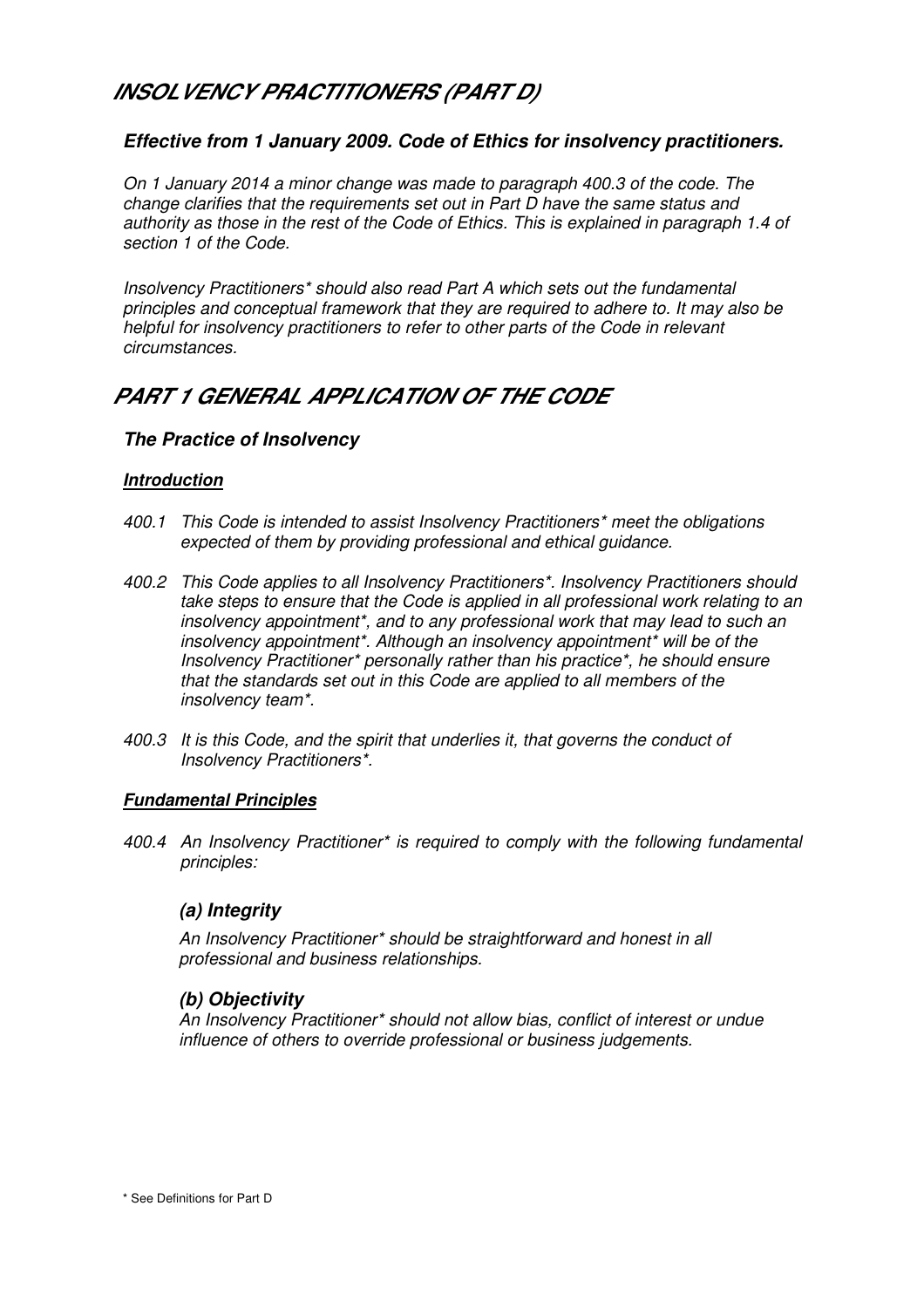# INSOLVENCY PRACTITIONERS (PART D)

### *Effective from 1 January 2009. Code of Ethics for insolvency practitioners.*

*On 1 January 2014 a minor change was made to paragraph 400.3 of the code. The change clarifies that the requirements set out in Part D have the same status and authority as those in the rest of the Code of Ethics. This is explained in paragraph 1.4 of section 1 of the Code.*

*Insolvency Practitioners* should also read Part A which sets out the fundamental principles and conceptual framework that they are required to adhere to. It may also be helpful for insolvency practitioners to refer to other parts of the Code in relevant circumstances.*

# PART 1 GENERAL APPLICATION OF THE CODE

### *The Practice of Insolvency*

#### ***Introduction***

*400.1 This Code is intended to assist Insolvency Practitioners* meet the obligations expected of them by providing professional and ethical guidance.*

*400.2 This Code applies to all Insolvency Practitioners*. Insolvency Practitioners should take steps to ensure that the Code is applied in all professional work relating to an insolvency appointment*, and to any professional work that may lead to such an insolvency appointment*. Although an insolvency appointment* will be of the Insolvency Practitioner* personally rather than his practice*, he should ensure that the standards set out in this Code are applied to all members of the insolvency team*.*

*400.3 It is this Code, and the spirit that underlies it, that governs the conduct of Insolvency Practitioners*.*

#### ***Fundamental Principles***

*400.4 An Insolvency Practitioner* is required to comply with the following fundamental principles:*

### *(a) Integrity*

*An Insolvency Practitioner* should be straightforward and honest in all professional and business relationships.*

### *(b) Objectivity*

*An Insolvency Practitioner* should not allow bias, conflict of interest or undue influence of others to override professional or business judgements.*

\* See Definitions for Part D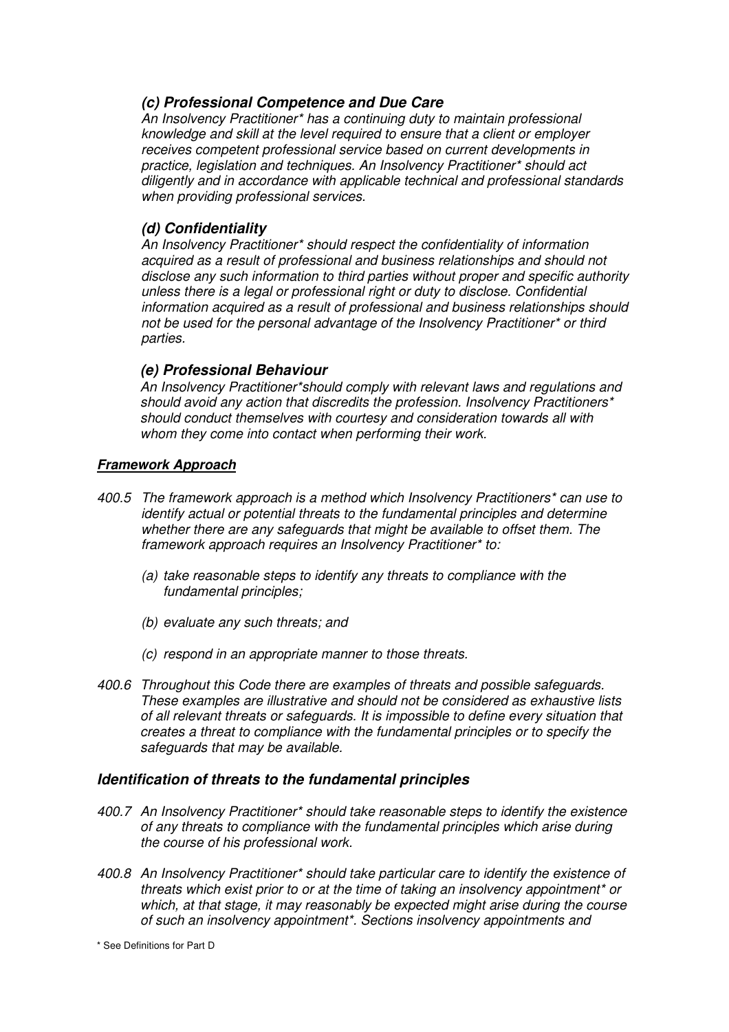### *(c) Professional Competence and Due Care*

*An Insolvency Practitioner\* has a continuing duty to maintain professional knowledge and skill at the level required to ensure that a client or employer receives competent professional service based on current developments in practice, legislation and techniques. An Insolvency Practitioner\* should act diligently and in accordance with applicable technical and professional standards when providing professional services.*

### *(d) Confidentiality*

*An Insolvency Practitioner\* should respect the confidentiality of information acquired as a result of professional and business relationships and should not disclose any such information to third parties without proper and specific authority unless there is a legal or professional right or duty to disclose. Confidential information acquired as a result of professional and business relationships should not be used for the personal advantage of the Insolvency Practitioner\* or third parties.*

### *(e) Professional Behaviour*

*An Insolvency Practitioner\*should comply with relevant laws and regulations and should avoid any action that discredits the profession. Insolvency Practitioners\* should conduct themselves with courtesy and consideration towards all with whom they come into contact when performing their work.*

***Framework Approach***

*400.5 The framework approach is a method which Insolvency Practitioners\* can use to identify actual or potential threats to the fundamental principles and determine whether there are any safeguards that might be available to offset them. The framework approach requires an Insolvency Practitioner\* to:*

*(a) take reasonable steps to identify any threats to compliance with the fundamental principles;*

*(b) evaluate any such threats; and*

*(c) respond in an appropriate manner to those threats.*

*400.6 Throughout this Code there are examples of threats and possible safeguards. These examples are illustrative and should not be considered as exhaustive lists of all relevant threats or safeguards. It is impossible to define every situation that creates a threat to compliance with the fundamental principles or to specify the safeguards that may be available.*

### *Identification of threats to the fundamental principles*

*400.7 An Insolvency Practitioner\* should take reasonable steps to identify the existence of any threats to compliance with the fundamental principles which arise during the course of his professional work.*

*400.8 An Insolvency Practitioner\* should take particular care to identify the existence of threats which exist prior to or at the time of taking an insolvency appointment\* or which, at that stage, it may reasonably be expected might arise during the course of such an insolvency appointment\*. Sections insolvency appointments and*

\* See Definitions for Part D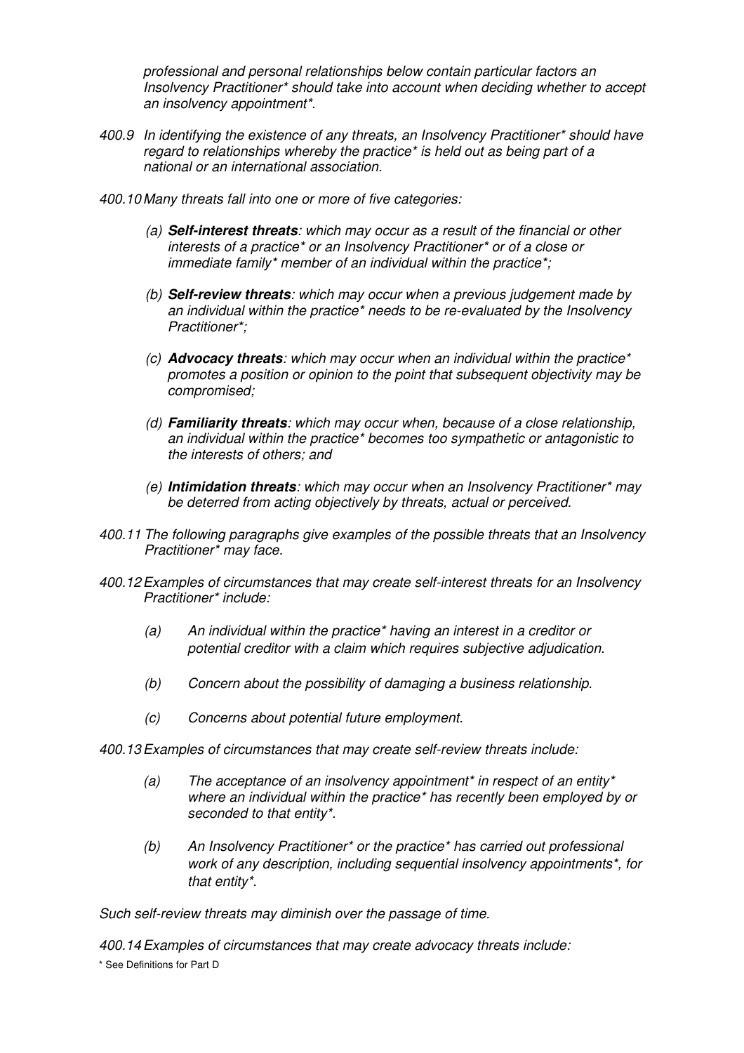*professional and personal relationships below contain particular factors an Insolvency Practitioner* should take into account when deciding whether to accept an insolvency appointment*.*

*400.9 In identifying the existence of any threats, an Insolvency Practitioner* should have regard to relationships whereby the practice* is held out as being part of a national or an international association.*

*400.10 Many threats fall into one or more of five categories:*

*(a) **Self-interest threats**: which may occur as a result of the financial or other interests of a practice* or an Insolvency Practitioner* or of a close or immediate family* member of an individual within the practice*;*

*(b) **Self-review threats**: which may occur when a previous judgement made by an individual within the practice* needs to be re-evaluated by the Insolvency Practitioner*;*

*(c) **Advocacy threats**: which may occur when an individual within the practice* promotes a position or opinion to the point that subsequent objectivity may be compromised;*

*(d) **Familiarity threats**: which may occur when, because of a close relationship, an individual within the practice* becomes too sympathetic or antagonistic to the interests of others; and*

*(e) **Intimidation threats**: which may occur when an Insolvency Practitioner* may be deterred from acting objectively by threats, actual or perceived.*

*400.11 The following paragraphs give examples of the possible threats that an Insolvency Practitioner* may face.*

*400.12 Examples of circumstances that may create self-interest threats for an Insolvency Practitioner* include:*

*(a) An individual within the practice* having an interest in a creditor or potential creditor with a claim which requires subjective adjudication.*

*(b) Concern about the possibility of damaging a business relationship.*

*(c) Concerns about potential future employment.*

*400.13 Examples of circumstances that may create self-review threats include:*

*(a) The acceptance of an insolvency appointment* in respect of an entity* where an individual within the practice* has recently been employed by or seconded to that entity*.*

*(b) An Insolvency Practitioner* or the practice* has carried out professional work of any description, including sequential insolvency appointments*, for that entity*.*

*Such self-review threats may diminish over the passage of time.*

*400.14 Examples of circumstances that may create advocacy threats include:*

\* See Definitions for Part D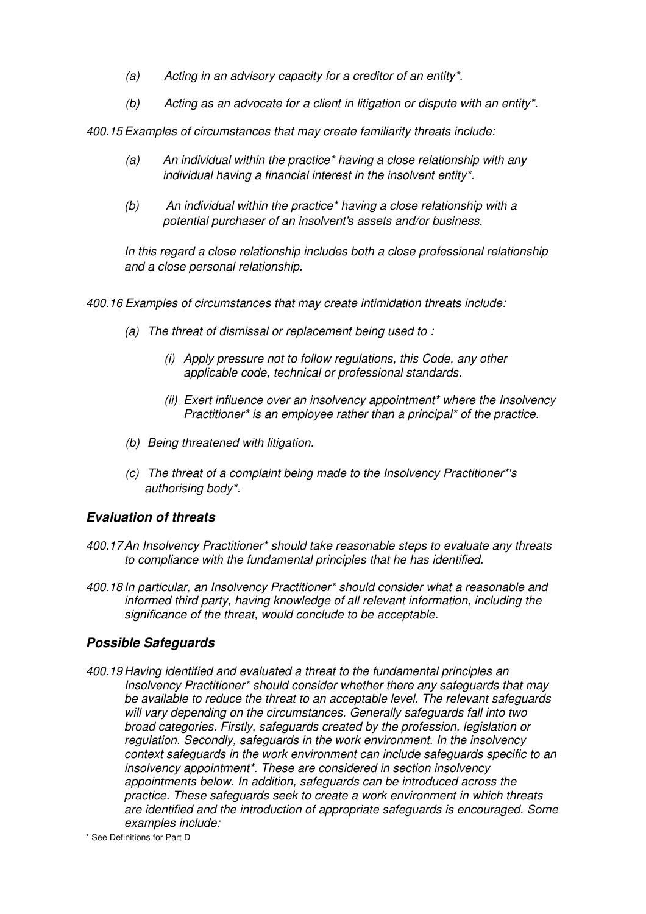*(a) Acting in an advisory capacity for a creditor of an entity*.*

*(b) Acting as an advocate for a client in litigation or dispute with an entity*.*

*400.15 Examples of circumstances that may create familiarity threats include:*

*(a) An individual within the practice* having a close relationship with any individual having a financial interest in the insolvent entity*.*

*(b) An individual within the practice* having a close relationship with a potential purchaser of an insolvent's assets and/or business.*

*In this regard a close relationship includes both a close professional relationship and a close personal relationship.*

*400.16 Examples of circumstances that may create intimidation threats include:*

*(a) The threat of dismissal or replacement being used to :*

*(i) Apply pressure not to follow regulations, this Code, any other applicable code, technical or professional standards.*

*(ii) Exert influence over an insolvency appointment* where the Insolvency Practitioner* is an employee rather than a principal* of the practice.*

*(b) Being threatened with litigation.*

*(c) The threat of a complaint being made to the Insolvency Practitioner*'s authorising body*.*

## ***Evaluation of threats***

*400.17 An Insolvency Practitioner* should take reasonable steps to evaluate any threats to compliance with the fundamental principles that he has identified.*

*400.18 In particular, an Insolvency Practitioner* should consider what a reasonable and informed third party, having knowledge of all relevant information, including the significance of the threat, would conclude to be acceptable.*

## ***Possible Safeguards***

*400.19 Having identified and evaluated a threat to the fundamental principles an Insolvency Practitioner* should consider whether there any safeguards that may be available to reduce the threat to an acceptable level. The relevant safeguards will vary depending on the circumstances. Generally safeguards fall into two broad categories. Firstly, safeguards created by the profession, legislation or regulation. Secondly, safeguards in the work environment. In the insolvency context safeguards in the work environment can include safeguards specific to an insolvency appointment*. These are considered in section insolvency appointments below. In addition, safeguards can be introduced across the practice. These safeguards seek to create a work environment in which threats are identified and the introduction of appropriate safeguards is encouraged. Some examples include:*

\* See Definitions for Part D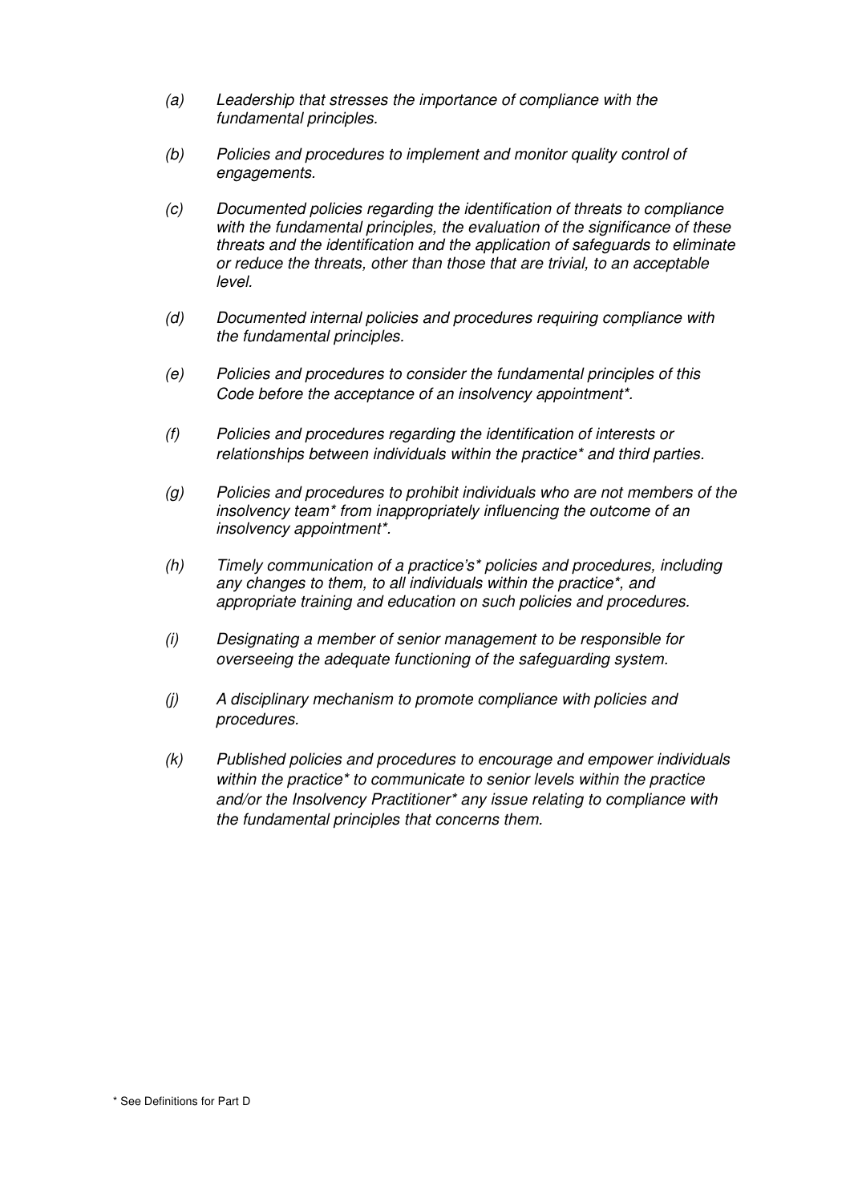*(a) Leadership that stresses the importance of compliance with the fundamental principles.*

*(b) Policies and procedures to implement and monitor quality control of engagements.*

*(c) Documented policies regarding the identification of threats to compliance with the fundamental principles, the evaluation of the significance of these threats and the identification and the application of safeguards to eliminate or reduce the threats, other than those that are trivial, to an acceptable level.*

*(d) Documented internal policies and procedures requiring compliance with the fundamental principles.*

*(e) Policies and procedures to consider the fundamental principles of this Code before the acceptance of an insolvency appointment*.*

*(f) Policies and procedures regarding the identification of interests or relationships between individuals within the practice* and third parties.*

*(g) Policies and procedures to prohibit individuals who are not members of the insolvency team* from inappropriately influencing the outcome of an insolvency appointment*.*

*(h) Timely communication of a practice's* policies and procedures, including any changes to them, to all individuals within the practice*, and appropriate training and education on such policies and procedures.*

*(i) Designating a member of senior management to be responsible for overseeing the adequate functioning of the safeguarding system.*

*(j) A disciplinary mechanism to promote compliance with policies and procedures.*

*(k) Published policies and procedures to encourage and empower individuals within the practice* to communicate to senior levels within the practice and/or the Insolvency Practitioner* any issue relating to compliance with the fundamental principles that concerns them.*

* See Definitions for Part D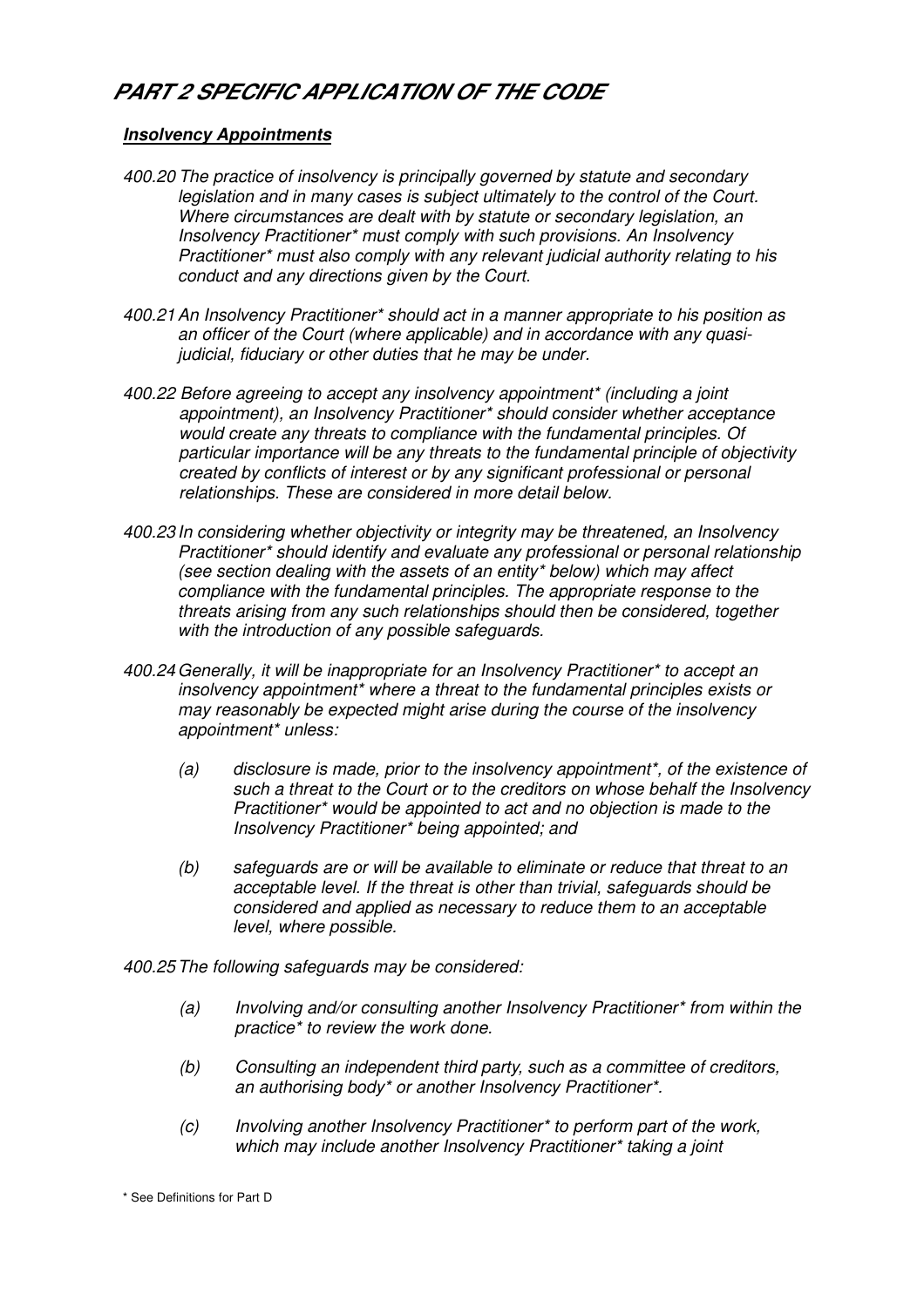# *PART 2 SPECIFIC APPLICATION OF THE CODE*

***Insolvency Appointments***

*400.20 The practice of insolvency is principally governed by statute and secondary legislation and in many cases is subject ultimately to the control of the Court. Where circumstances are dealt with by statute or secondary legislation, an Insolvency Practitioner* must comply with such provisions. An Insolvency Practitioner* must also comply with any relevant judicial authority relating to his conduct and any directions given by the Court.*

*400.21 An Insolvency Practitioner* should act in a manner appropriate to his position as an officer of the Court (where applicable) and in accordance with any quasi-judicial, fiduciary or other duties that he may be under.*

*400.22 Before agreeing to accept any insolvency appointment* (including a joint appointment), an Insolvency Practitioner* should consider whether acceptance would create any threats to compliance with the fundamental principles. Of particular importance will be any threats to the fundamental principle of objectivity created by conflicts of interest or by any significant professional or personal relationships. These are considered in more detail below.*

*400.23 In considering whether objectivity or integrity may be threatened, an Insolvency Practitioner* should identify and evaluate any professional or personal relationship (see section dealing with the assets of an entity* below) which may affect compliance with the fundamental principles. The appropriate response to the threats arising from any such relationships should then be considered, together with the introduction of any possible safeguards.*

*400.24 Generally, it will be inappropriate for an Insolvency Practitioner* to accept an insolvency appointment* where a threat to the fundamental principles exists or may reasonably be expected might arise during the course of the insolvency appointment* unless:*

- *(a) disclosure is made, prior to the insolvency appointment*, of the existence of such a threat to the Court or to the creditors on whose behalf the Insolvency Practitioner* would be appointed to act and no objection is made to the Insolvency Practitioner* being appointed; and*
- *(b) safeguards are or will be available to eliminate or reduce that threat to an acceptable level. If the threat is other than trivial, safeguards should be considered and applied as necessary to reduce them to an acceptable level, where possible.*

*400.25 The following safeguards may be considered:*

- *(a) Involving and/or consulting another Insolvency Practitioner* from within the practice* to review the work done.*
- *(b) Consulting an independent third party, such as a committee of creditors, an authorising body* or another Insolvency Practitioner*.*
- *(c) Involving another Insolvency Practitioner* to perform part of the work, which may include another Insolvency Practitioner* taking a joint*

\* See Definitions for Part D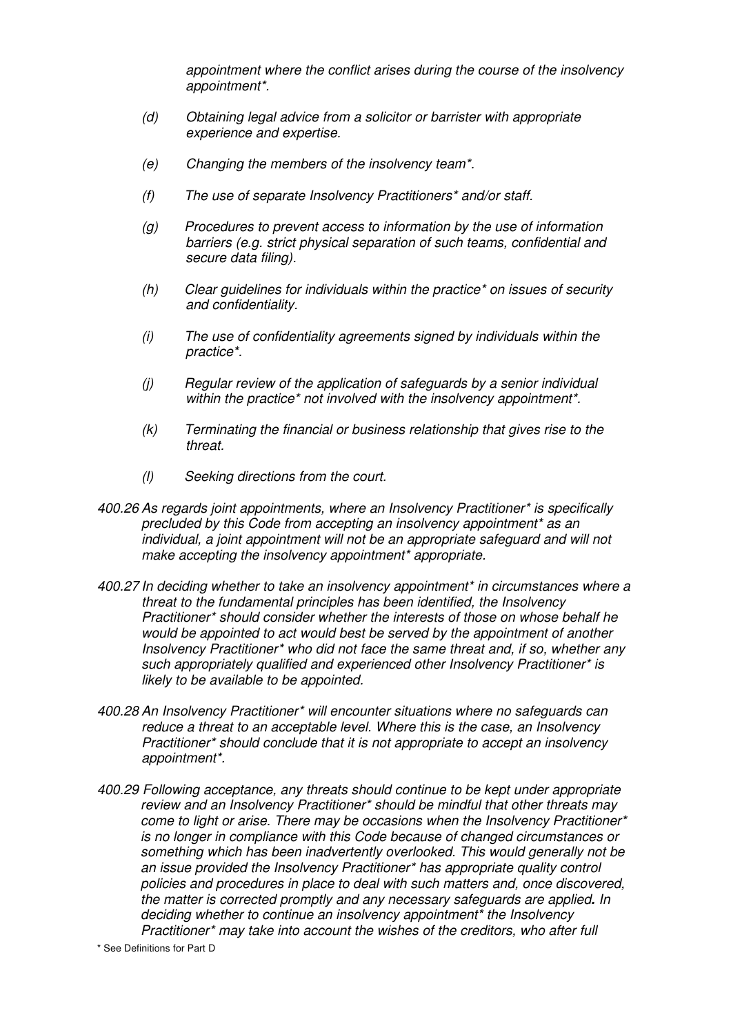*appointment where the conflict arises during the course of the insolvency appointment*.*

*(d) Obtaining legal advice from a solicitor or barrister with appropriate experience and expertise.*

*(e) Changing the members of the insolvency team*.*

*(f) The use of separate Insolvency Practitioners* and/or staff.*

*(g) Procedures to prevent access to information by the use of information barriers (e.g. strict physical separation of such teams, confidential and secure data filing).*

*(h) Clear guidelines for individuals within the practice* on issues of security and confidentiality.*

*(i) The use of confidentiality agreements signed by individuals within the practice*.*

*(j) Regular review of the application of safeguards by a senior individual within the practice* not involved with the insolvency appointment*.*

*(k) Terminating the financial or business relationship that gives rise to the threat.*

*(l) Seeking directions from the court.*

*400.26 As regards joint appointments, where an Insolvency Practitioner* is specifically precluded by this Code from accepting an insolvency appointment* as an individual, a joint appointment will not be an appropriate safeguard and will not make accepting the insolvency appointment* appropriate.*

*400.27 In deciding whether to take an insolvency appointment* in circumstances where a threat to the fundamental principles has been identified, the Insolvency Practitioner* should consider whether the interests of those on whose behalf he would be appointed to act would best be served by the appointment of another Insolvency Practitioner* who did not face the same threat and, if so, whether any such appropriately qualified and experienced other Insolvency Practitioner* is likely to be available to be appointed.*

*400.28 An Insolvency Practitioner* will encounter situations where no safeguards can reduce a threat to an acceptable level. Where this is the case, an Insolvency Practitioner* should conclude that it is not appropriate to accept an insolvency appointment*.*

*400.29 Following acceptance, any threats should continue to be kept under appropriate review and an Insolvency Practitioner* should be mindful that other threats may come to light or arise. There may be occasions when the Insolvency Practitioner* is no longer in compliance with this Code because of changed circumstances or something which has been inadvertently overlooked. This would generally not be an issue provided the Insolvency Practitioner* has appropriate quality control policies and procedures in place to deal with such matters and, once discovered, the matter is corrected promptly and any necessary safeguards are applied. In deciding whether to continue an insolvency appointment* the Insolvency Practitioner* may take into account the wishes of the creditors, who after full*

\* See Definitions for Part D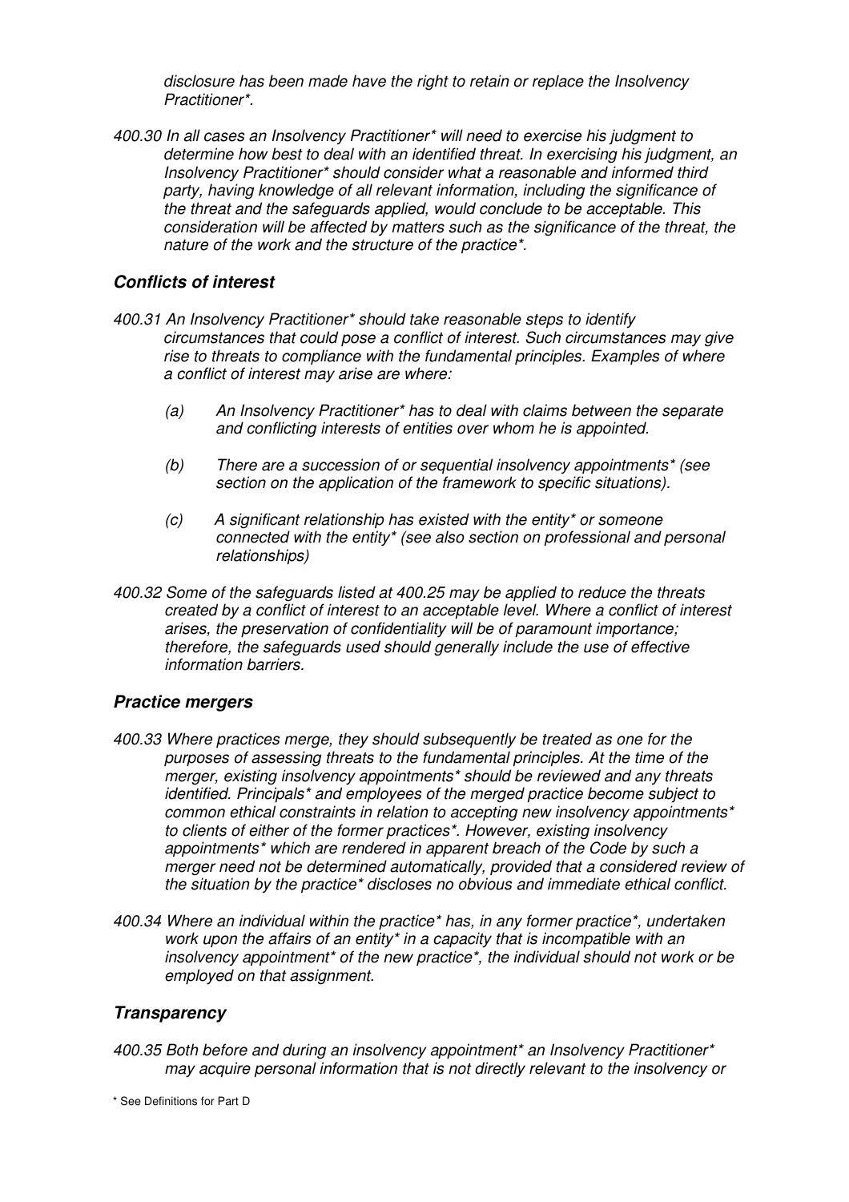*disclosure has been made have the right to retain or replace the Insolvency Practitioner*.*

*400.30 In all cases an Insolvency Practitioner* will need to exercise his judgment to determine how best to deal with an identified threat. In exercising his judgment, an Insolvency Practitioner* should consider what a reasonable and informed third party, having knowledge of all relevant information, including the significance of the threat and the safeguards applied, would conclude to be acceptable. This consideration will be affected by matters such as the significance of the threat, the nature of the work and the structure of the practice*.*

### ***Conflicts of interest***

*400.31 An Insolvency Practitioner* should take reasonable steps to identify circumstances that could pose a conflict of interest. Such circumstances may give rise to threats to compliance with the fundamental principles. Examples of where a conflict of interest may arise are where:*

- *(a) An Insolvency Practitioner* has to deal with claims between the separate and conflicting interests of entities over whom he is appointed.*
- *(b) There are a succession of or sequential insolvency appointments* (see section on the application of the framework to specific situations).*
- *(c) A significant relationship has existed with the entity* or someone connected with the entity* (see also section on professional and personal relationships)*

*400.32 Some of the safeguards listed at 400.25 may be applied to reduce the threats created by a conflict of interest to an acceptable level. Where a conflict of interest arises, the preservation of confidentiality will be of paramount importance; therefore, the safeguards used should generally include the use of effective information barriers.*

### ***Practice mergers***

*400.33 Where practices merge, they should subsequently be treated as one for the purposes of assessing threats to the fundamental principles. At the time of the merger, existing insolvency appointments* should be reviewed and any threats identified. Principals* and employees of the merged practice become subject to common ethical constraints in relation to accepting new insolvency appointments* to clients of either of the former practices*. However, existing insolvency appointments* which are rendered in apparent breach of the Code by such a merger need not be determined automatically, provided that a considered review of the situation by the practice* discloses no obvious and immediate ethical conflict.*

*400.34 Where an individual within the practice* has, in any former practice*, undertaken work upon the affairs of an entity* in a capacity that is incompatible with an insolvency appointment* of the new practice*, the individual should not work or be employed on that assignment.*

### ***Transparency***

*400.35 Both before and during an insolvency appointment* an Insolvency Practitioner* may acquire personal information that is not directly relevant to the insolvency or*

\* See Definitions for Part D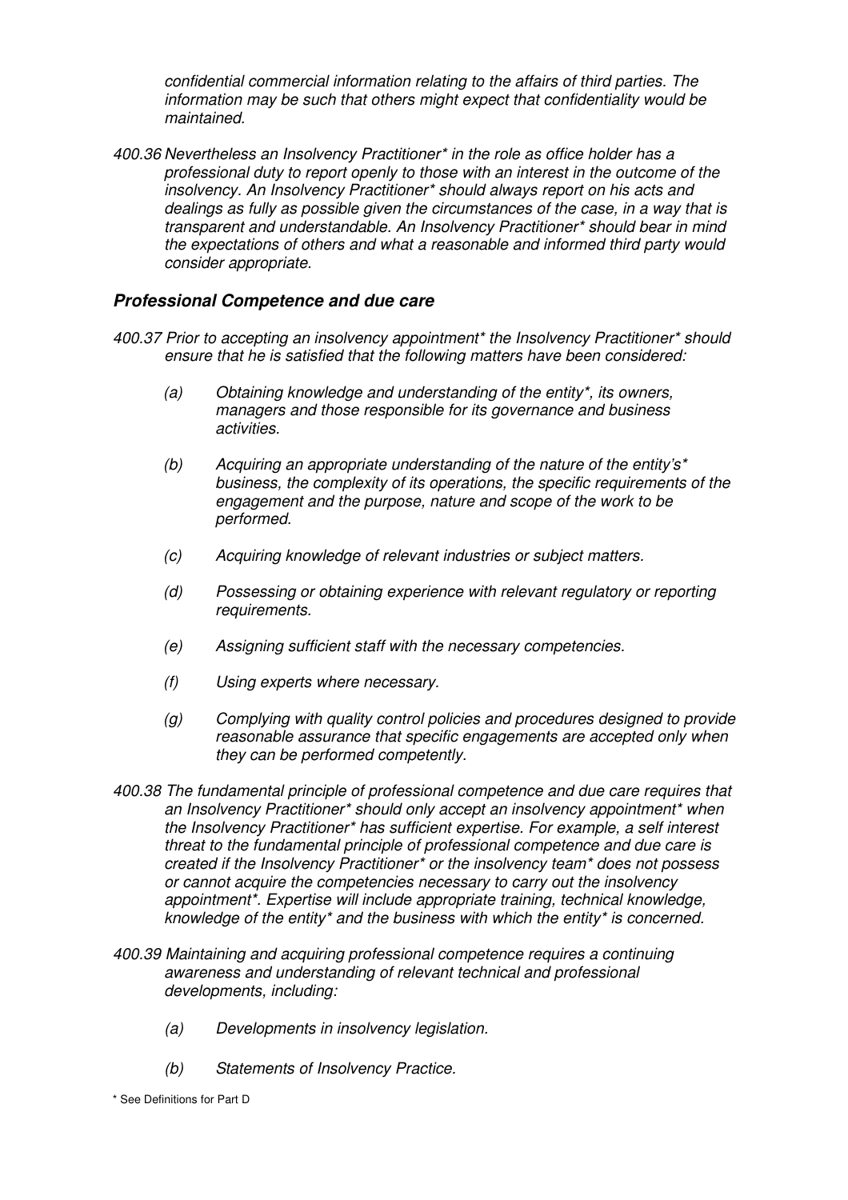*confidential commercial information relating to the affairs of third parties. The information may be such that others might expect that confidentiality would be maintained.*

*400.36 Nevertheless an Insolvency Practitioner* in the role as office holder has a professional duty to report openly to those with an interest in the outcome of the insolvency. An Insolvency Practitioner* should always report on his acts and dealings as fully as possible given the circumstances of the case, in a way that is transparent and understandable. An Insolvency Practitioner* should bear in mind the expectations of others and what a reasonable and informed third party would consider appropriate.*

### ***Professional Competence and due care***

*400.37 Prior to accepting an insolvency appointment* the Insolvency Practitioner* should ensure that he is satisfied that the following matters have been considered:*

- *(a) Obtaining knowledge and understanding of the entity*, its owners, managers and those responsible for its governance and business activities.*
- *(b) Acquiring an appropriate understanding of the nature of the entity's* business, the complexity of its operations, the specific requirements of the engagement and the purpose, nature and scope of the work to be performed.*
- *(c) Acquiring knowledge of relevant industries or subject matters.*
- *(d) Possessing or obtaining experience with relevant regulatory or reporting requirements.*
- *(e) Assigning sufficient staff with the necessary competencies.*
- *(f) Using experts where necessary.*
- *(g) Complying with quality control policies and procedures designed to provide reasonable assurance that specific engagements are accepted only when they can be performed competently.*

*400.38 The fundamental principle of professional competence and due care requires that an Insolvency Practitioner* should only accept an insolvency appointment* when the Insolvency Practitioner* has sufficient expertise. For example, a self interest threat to the fundamental principle of professional competence and due care is created if the Insolvency Practitioner* or the insolvency team* does not possess or cannot acquire the competencies necessary to carry out the insolvency appointment*. Expertise will include appropriate training, technical knowledge, knowledge of the entity* and the business with which the entity* is concerned.*

*400.39 Maintaining and acquiring professional competence requires a continuing awareness and understanding of relevant technical and professional developments, including:*

- *(a) Developments in insolvency legislation.*
- *(b) Statements of Insolvency Practice.*

\* See Definitions for Part D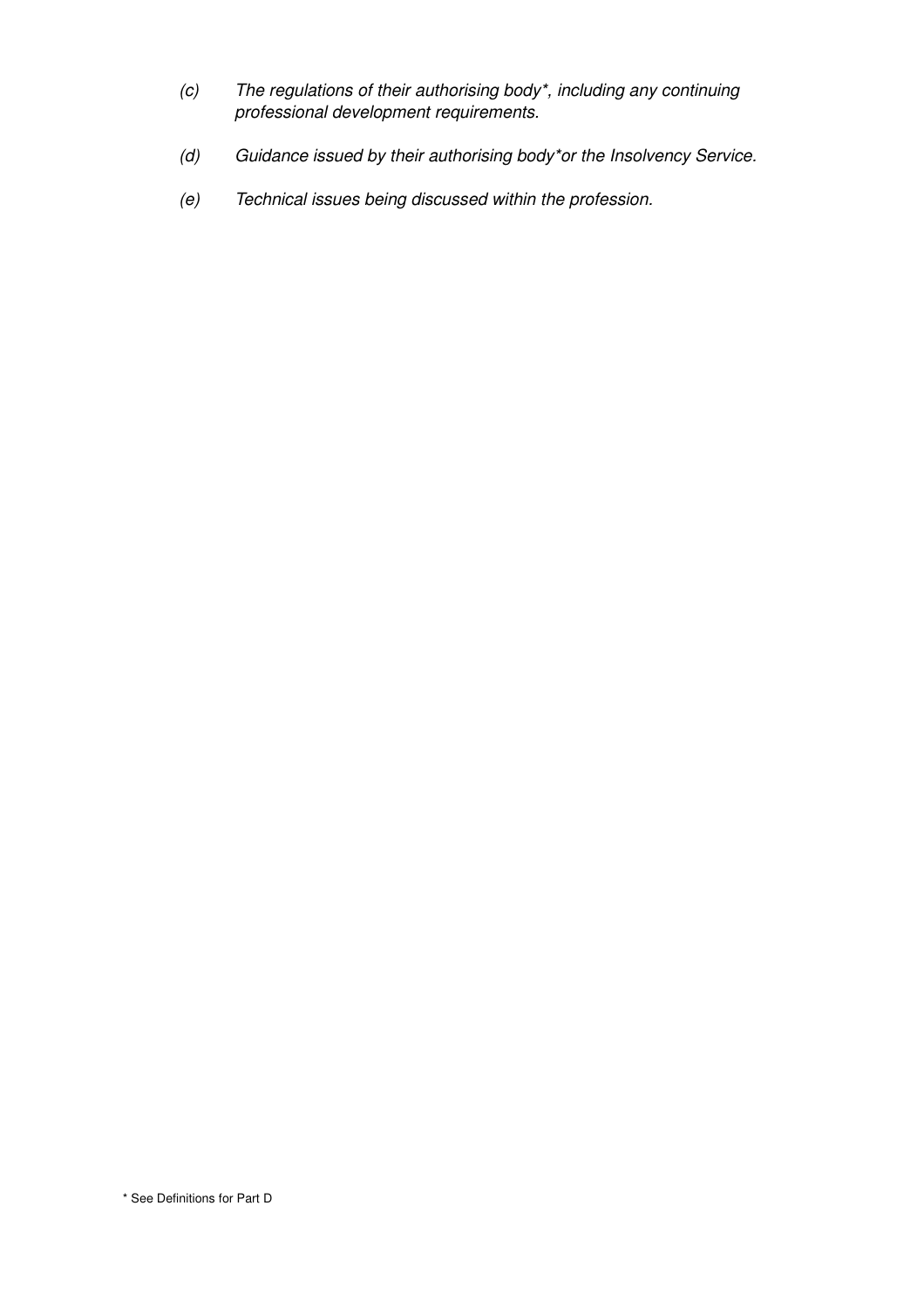*(c) The regulations of their authorising body*, including any continuing professional development requirements.*

*(d) Guidance issued by their authorising body*or the Insolvency Service.*

*(e) Technical issues being discussed within the profession.*

* See Definitions for Part D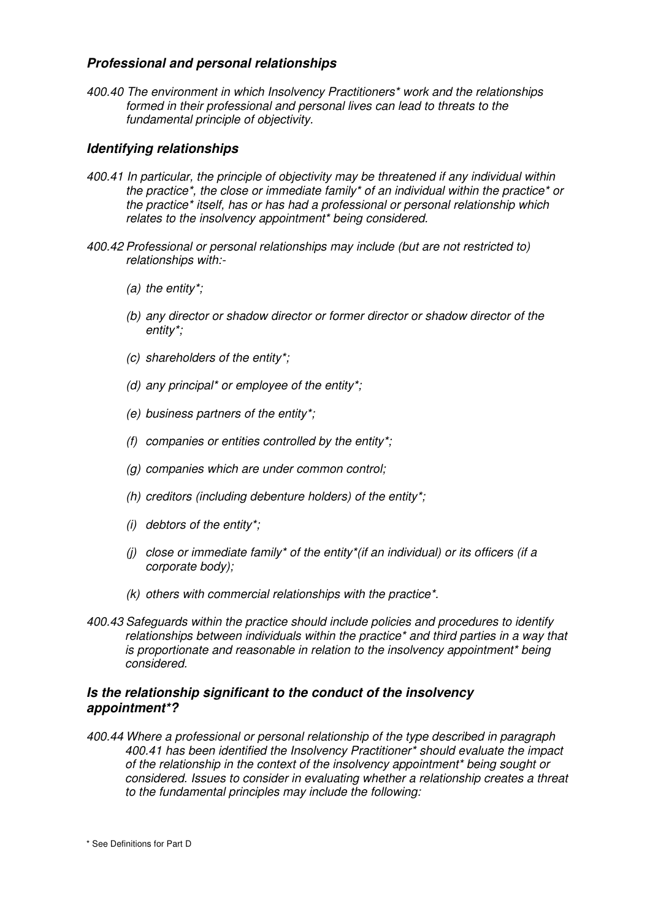### ***Professional and personal relationships***

*400.40 The environment in which Insolvency Practitioners\* work and the relationships formed in their professional and personal lives can lead to threats to the fundamental principle of objectivity.*

### ***Identifying relationships***

*400.41 In particular, the principle of objectivity may be threatened if any individual within the practice\*, the close or immediate family\* of an individual within the practice\* or the practice\* itself, has or has had a professional or personal relationship which relates to the insolvency appointment\* being considered.*

*400.42 Professional or personal relationships may include (but are not restricted to) relationships with:-*

- *(a) the entity\*;*
- *(b) any director or shadow director or former director or shadow director of the entity\*;*
- *(c) shareholders of the entity\*;*
- *(d) any principal\* or employee of the entity\*;*
- *(e) business partners of the entity\*;*
- *(f) companies or entities controlled by the entity\*;*
- *(g) companies which are under common control;*
- *(h) creditors (including debenture holders) of the entity\*;*
- *(i) debtors of the entity\*;*
- *(j) close or immediate family\* of the entity\*(if an individual) or its officers (if a corporate body);*
- *(k) others with commercial relationships with the practice\*.*

*400.43 Safeguards within the practice should include policies and procedures to identify relationships between individuals within the practice\* and third parties in a way that is proportionate and reasonable in relation to the insolvency appointment\* being considered.*

### ***Is the relationship significant to the conduct of the insolvency appointment\*?***

*400.44 Where a professional or personal relationship of the type described in paragraph 400.41 has been identified the Insolvency Practitioner\* should evaluate the impact of the relationship in the context of the insolvency appointment\* being sought or considered. Issues to consider in evaluating whether a relationship creates a threat to the fundamental principles may include the following:*

\* See Definitions for Part D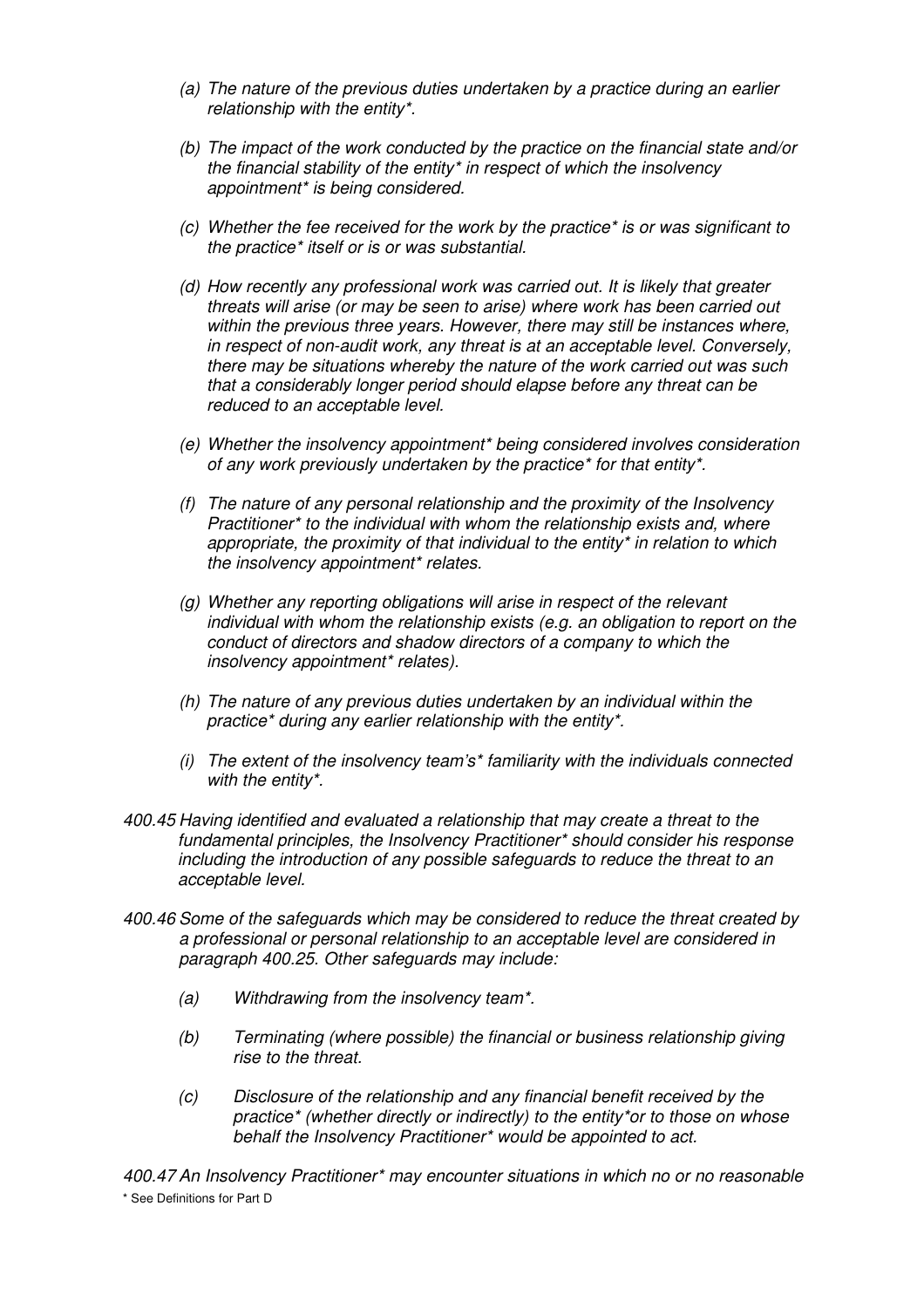*(a) The nature of the previous duties undertaken by a practice during an earlier relationship with the entity*.*

*(b) The impact of the work conducted by the practice on the financial state and/or the financial stability of the entity* in respect of which the insolvency appointment* is being considered.*

*(c) Whether the fee received for the work by the practice* is or was significant to the practice* itself or is or was substantial.*

*(d) How recently any professional work was carried out. It is likely that greater threats will arise (or may be seen to arise) where work has been carried out within the previous three years. However, there may still be instances where, in respect of non-audit work, any threat is at an acceptable level. Conversely, there may be situations whereby the nature of the work carried out was such that a considerably longer period should elapse before any threat can be reduced to an acceptable level.*

*(e) Whether the insolvency appointment* being considered involves consideration of any work previously undertaken by the practice* for that entity*.*

*(f) The nature of any personal relationship and the proximity of the Insolvency Practitioner* to the individual with whom the relationship exists and, where appropriate, the proximity of that individual to the entity* in relation to which the insolvency appointment* relates.*

*(g) Whether any reporting obligations will arise in respect of the relevant individual with whom the relationship exists (e.g. an obligation to report on the conduct of directors and shadow directors of a company to which the insolvency appointment* relates).*

*(h) The nature of any previous duties undertaken by an individual within the practice* during any earlier relationship with the entity*.*

*(i) The extent of the insolvency team's* familiarity with the individuals connected with the entity*.*

*400.45 Having identified and evaluated a relationship that may create a threat to the fundamental principles, the Insolvency Practitioner* should consider his response including the introduction of any possible safeguards to reduce the threat to an acceptable level.*

*400.46 Some of the safeguards which may be considered to reduce the threat created by a professional or personal relationship to an acceptable level are considered in paragraph 400.25. Other safeguards may include:*

*(a) Withdrawing from the insolvency team*.*

*(b) Terminating (where possible) the financial or business relationship giving rise to the threat.*

*(c) Disclosure of the relationship and any financial benefit received by the practice* (whether directly or indirectly) to the entity*or to those on whose behalf the Insolvency Practitioner* would be appointed to act.*

*400.47 An Insolvency Practitioner* may encounter situations in which no or no reasonable*

\* See Definitions for Part D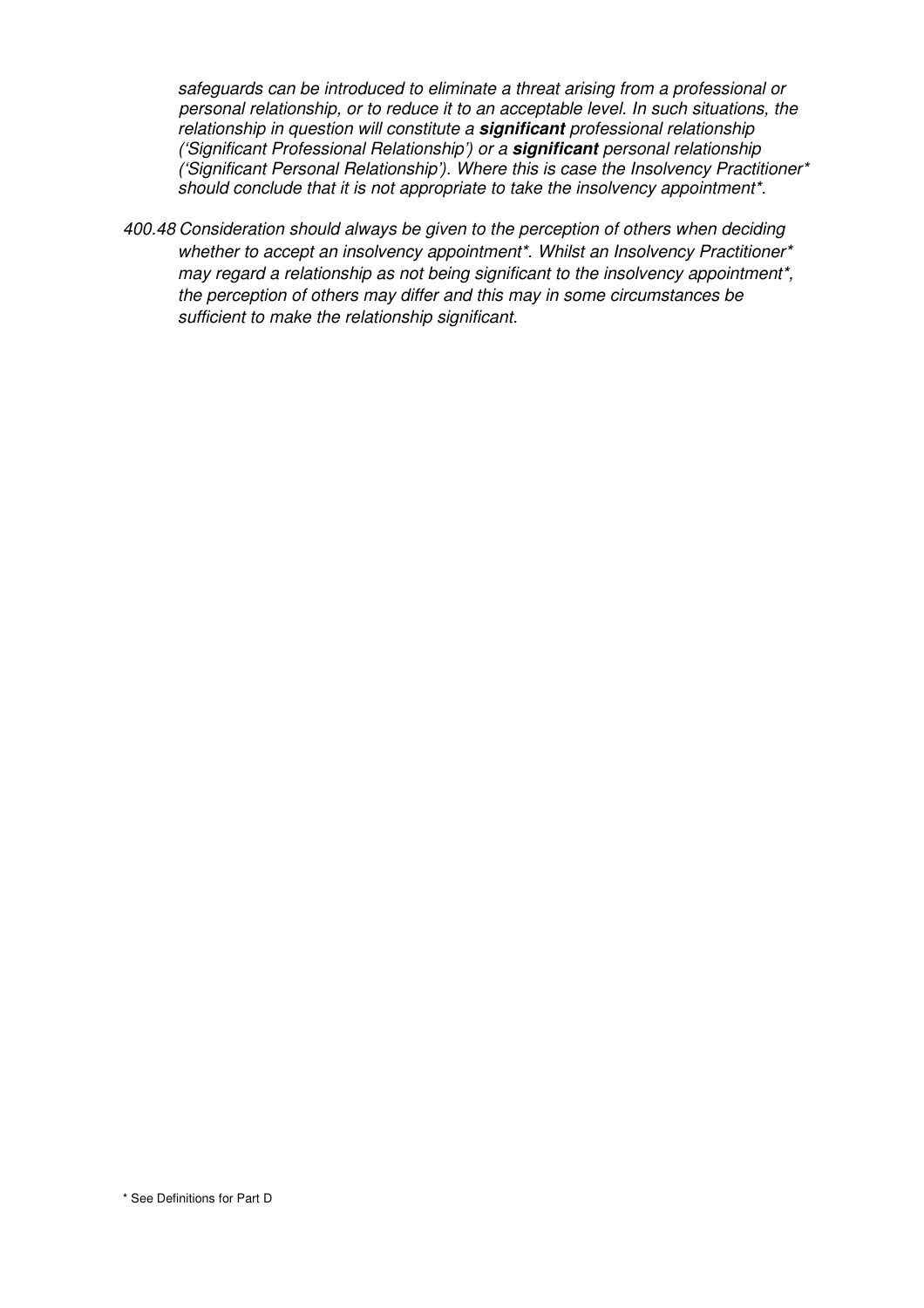*safeguards can be introduced to eliminate a threat arising from a professional or personal relationship, or to reduce it to an acceptable level. In such situations, the relationship in question will constitute a **significant** professional relationship ('Significant Professional Relationship') or a **significant** personal relationship ('Significant Personal Relationship'). Where this is case the Insolvency Practitioner* should conclude that it is not appropriate to take the insolvency appointment*.*

*400.48 Consideration should always be given to the perception of others when deciding whether to accept an insolvency appointment*. Whilst an Insolvency Practitioner* may regard a relationship as not being significant to the insolvency appointment*, the perception of others may differ and this may in some circumstances be sufficient to make the relationship significant.*

\* See Definitions for Part D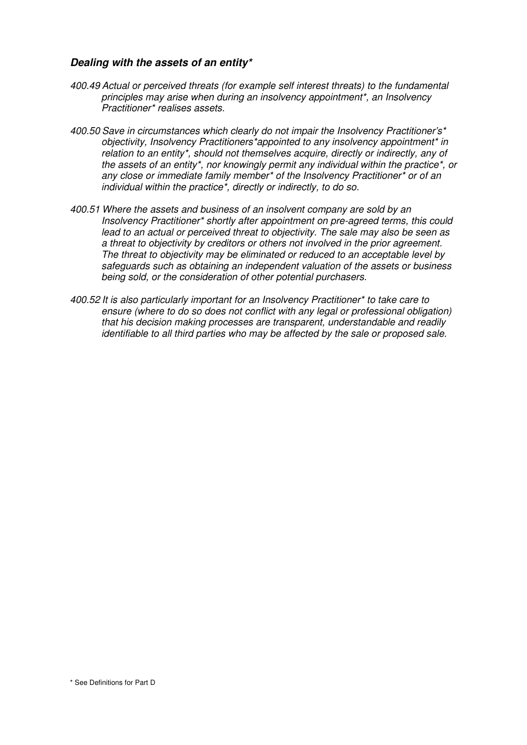### ***Dealing with the assets of an entity****

*400.49 Actual or perceived threats (for example self interest threats) to the fundamental principles may arise when during an insolvency appointment*, an Insolvency Practitioner* realises assets.*

*400.50 Save in circumstances which clearly do not impair the Insolvency Practitioner's* objectivity, Insolvency Practitioners*appointed to any insolvency appointment* in relation to an entity*, should not themselves acquire, directly or indirectly, any of the assets of an entity*, nor knowingly permit any individual within the practice*, or any close or immediate family member* of the Insolvency Practitioner* or of an individual within the practice*, directly or indirectly, to do so.*

*400.51 Where the assets and business of an insolvent company are sold by an Insolvency Practitioner* shortly after appointment on pre-agreed terms, this could lead to an actual or perceived threat to objectivity. The sale may also be seen as a threat to objectivity by creditors or others not involved in the prior agreement. The threat to objectivity may be eliminated or reduced to an acceptable level by safeguards such as obtaining an independent valuation of the assets or business being sold, or the consideration of other potential purchasers.*

*400.52 It is also particularly important for an Insolvency Practitioner* to take care to ensure (where to do so does not conflict with any legal or professional obligation) that his decision making processes are transparent, understandable and readily identifiable to all third parties who may be affected by the sale or proposed sale.*

\* See Definitions for Part D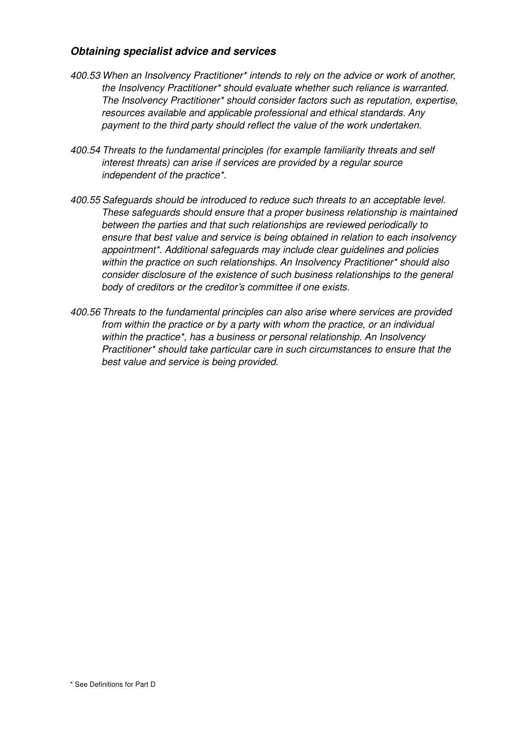### ***Obtaining specialist advice and services***

*400.53 When an Insolvency Practitioner* intends to rely on the advice or work of another, the Insolvency Practitioner* should evaluate whether such reliance is warranted. The Insolvency Practitioner* should consider factors such as reputation, expertise, resources available and applicable professional and ethical standards. Any payment to the third party should reflect the value of the work undertaken.*

*400.54 Threats to the fundamental principles (for example familiarity threats and self interest threats) can arise if services are provided by a regular source independent of the practice*.*

*400.55 Safeguards should be introduced to reduce such threats to an acceptable level. These safeguards should ensure that a proper business relationship is maintained between the parties and that such relationships are reviewed periodically to ensure that best value and service is being obtained in relation to each insolvency appointment*. Additional safeguards may include clear guidelines and policies within the practice on such relationships. An Insolvency Practitioner* should also consider disclosure of the existence of such business relationships to the general body of creditors or the creditor's committee if one exists.*

*400.56 Threats to the fundamental principles can also arise where services are provided from within the practice or by a party with whom the practice, or an individual within the practice*, has a business or personal relationship. An Insolvency Practitioner* should take particular care in such circumstances to ensure that the best value and service is being provided.*

\* See Definitions for Part D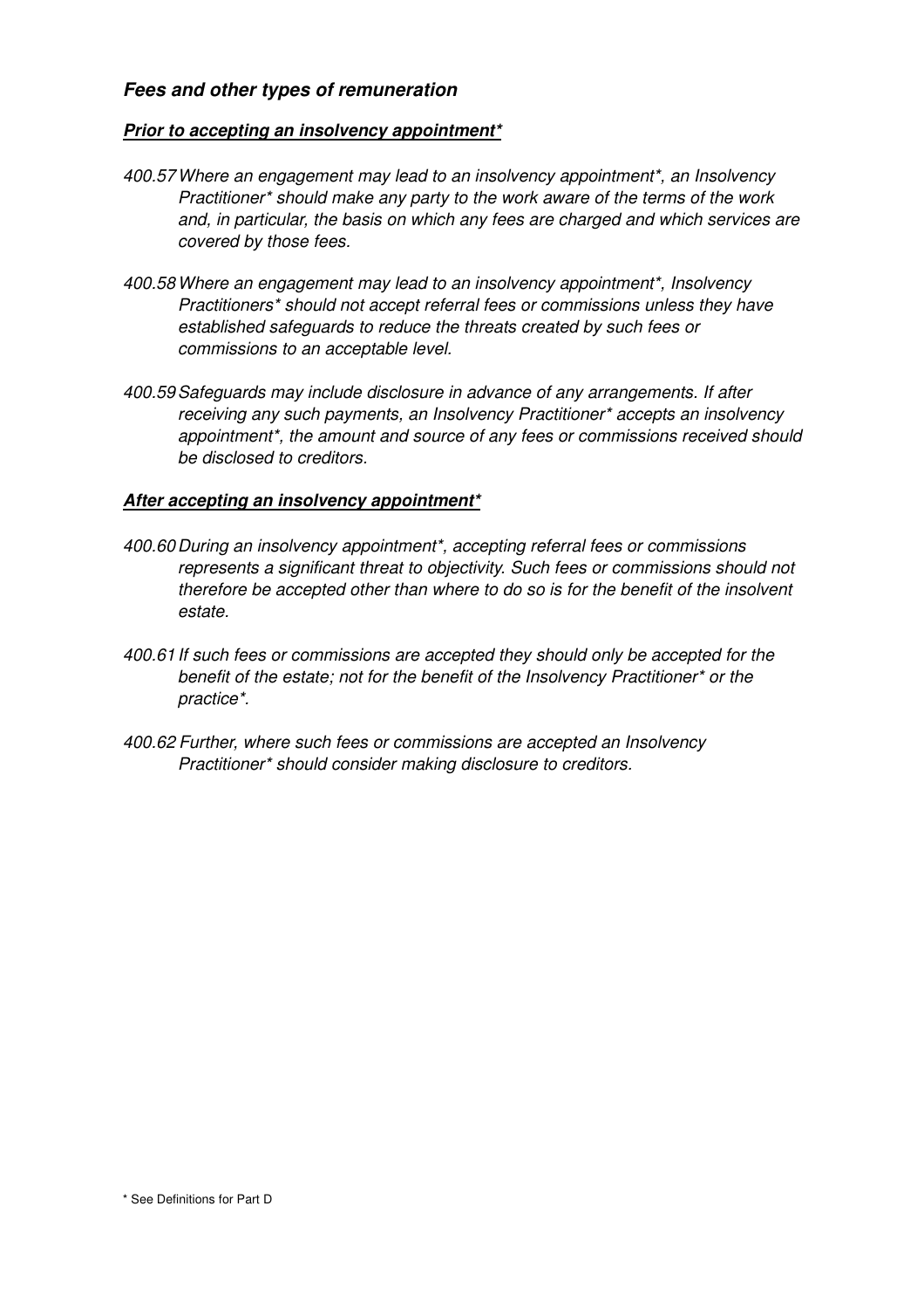## *Fees and other types of remuneration*

### ***Prior to accepting an insolvency appointment****

*400.57 Where an engagement may lead to an insolvency appointment*, an Insolvency Practitioner* should make any party to the work aware of the terms of the work and, in particular, the basis on which any fees are charged and which services are covered by those fees.*

*400.58 Where an engagement may lead to an insolvency appointment*, Insolvency Practitioners* should not accept referral fees or commissions unless they have established safeguards to reduce the threats created by such fees or commissions to an acceptable level.*

*400.59 Safeguards may include disclosure in advance of any arrangements. If after receiving any such payments, an Insolvency Practitioner* accepts an insolvency appointment*, the amount and source of any fees or commissions received should be disclosed to creditors.*

### ***After accepting an insolvency appointment****

*400.60 During an insolvency appointment*, accepting referral fees or commissions represents a significant threat to objectivity. Such fees or commissions should not therefore be accepted other than where to do so is for the benefit of the insolvent estate.*

*400.61 If such fees or commissions are accepted they should only be accepted for the benefit of the estate; not for the benefit of the Insolvency Practitioner* or the practice*.*

*400.62 Further, where such fees or commissions are accepted an Insolvency Practitioner* should consider making disclosure to creditors.*

* See Definitions for Part D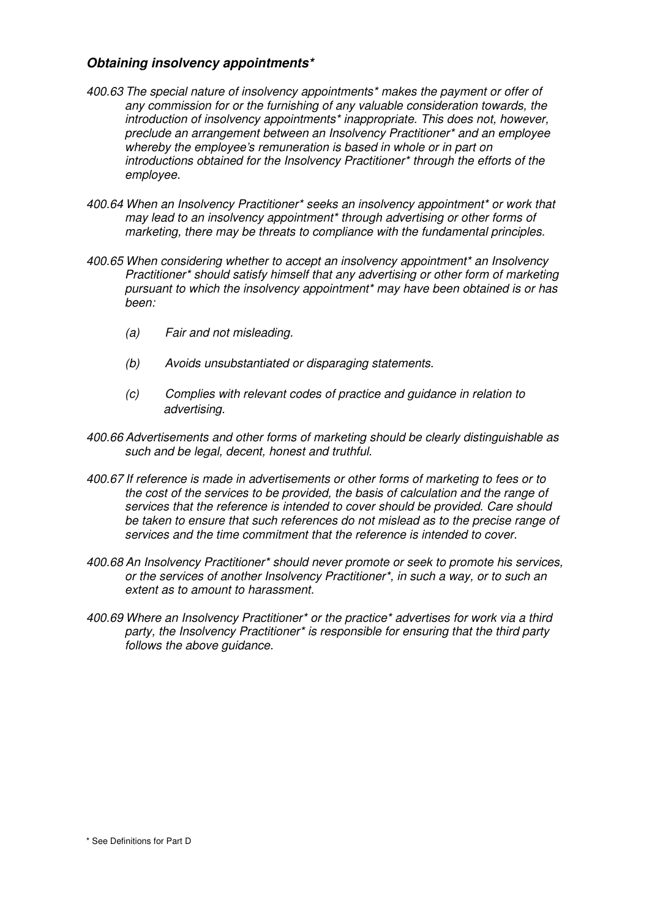### *Obtaining insolvency appointments**

*400.63 The special nature of insolvency appointments* makes the payment or offer of any commission for or the furnishing of any valuable consideration towards, the introduction of insolvency appointments* inappropriate. This does not, however, preclude an arrangement between an Insolvency Practitioner* and an employee whereby the employee's remuneration is based in whole or in part on introductions obtained for the Insolvency Practitioner* through the efforts of the employee.*

*400.64 When an Insolvency Practitioner* seeks an insolvency appointment* or work that may lead to an insolvency appointment* through advertising or other forms of marketing, there may be threats to compliance with the fundamental principles.*

*400.65 When considering whether to accept an insolvency appointment* an Insolvency Practitioner* should satisfy himself that any advertising or other form of marketing pursuant to which the insolvency appointment* may have been obtained is or has been:*

*(a) Fair and not misleading.*

*(b) Avoids unsubstantiated or disparaging statements.*

*(c) Complies with relevant codes of practice and guidance in relation to advertising.*

*400.66 Advertisements and other forms of marketing should be clearly distinguishable as such and be legal, decent, honest and truthful.*

*400.67 If reference is made in advertisements or other forms of marketing to fees or to the cost of the services to be provided, the basis of calculation and the range of services that the reference is intended to cover should be provided. Care should be taken to ensure that such references do not mislead as to the precise range of services and the time commitment that the reference is intended to cover.*

*400.68 An Insolvency Practitioner* should never promote or seek to promote his services, or the services of another Insolvency Practitioner*, in such a way, or to such an extent as to amount to harassment.*

*400.69 Where an Insolvency Practitioner* or the practice* advertises for work via a third party, the Insolvency Practitioner* is responsible for ensuring that the third party follows the above guidance.*

\* See Definitions for Part D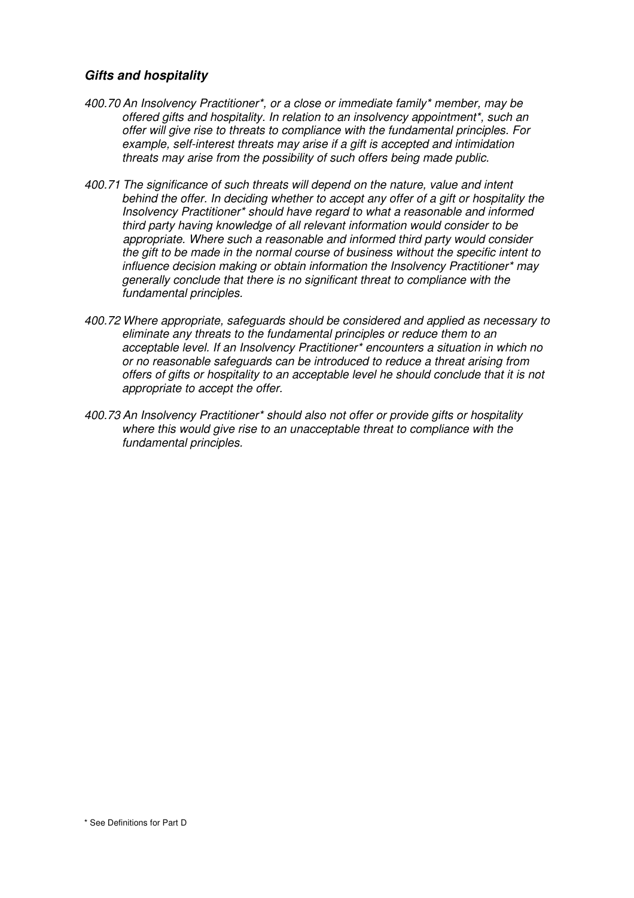### *Gifts and hospitality*

*400.70 An Insolvency Practitioner*, or a close or immediate family* member, may be offered gifts and hospitality. In relation to an insolvency appointment*, such an offer will give rise to threats to compliance with the fundamental principles. For example, self-interest threats may arise if a gift is accepted and intimidation threats may arise from the possibility of such offers being made public.*

*400.71 The significance of such threats will depend on the nature, value and intent behind the offer. In deciding whether to accept any offer of a gift or hospitality the Insolvency Practitioner* should have regard to what a reasonable and informed third party having knowledge of all relevant information would consider to be appropriate. Where such a reasonable and informed third party would consider the gift to be made in the normal course of business without the specific intent to influence decision making or obtain information the Insolvency Practitioner* may generally conclude that there is no significant threat to compliance with the fundamental principles.*

*400.72 Where appropriate, safeguards should be considered and applied as necessary to eliminate any threats to the fundamental principles or reduce them to an acceptable level. If an Insolvency Practitioner* encounters a situation in which no or no reasonable safeguards can be introduced to reduce a threat arising from offers of gifts or hospitality to an acceptable level he should conclude that it is not appropriate to accept the offer.*

*400.73 An Insolvency Practitioner* should also not offer or provide gifts or hospitality where this would give rise to an unacceptable threat to compliance with the fundamental principles.*

\* See Definitions for Part D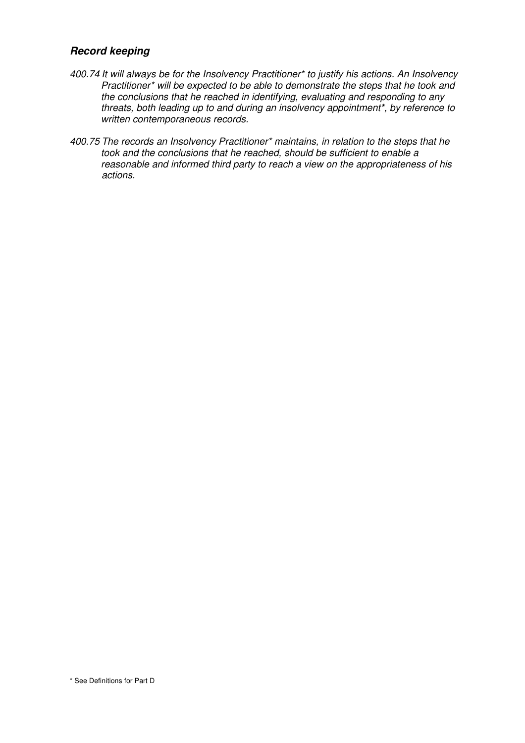### ***Record keeping***

*400.74 It will always be for the Insolvency Practitioner* to justify his actions. An Insolvency Practitioner* will be expected to be able to demonstrate the steps that he took and the conclusions that he reached in identifying, evaluating and responding to any threats, both leading up to and during an insolvency appointment*, by reference to written contemporaneous records.*

*400.75 The records an Insolvency Practitioner* maintains, in relation to the steps that he took and the conclusions that he reached, should be sufficient to enable a reasonable and informed third party to reach a view on the appropriateness of his actions.*

\* See Definitions for Part D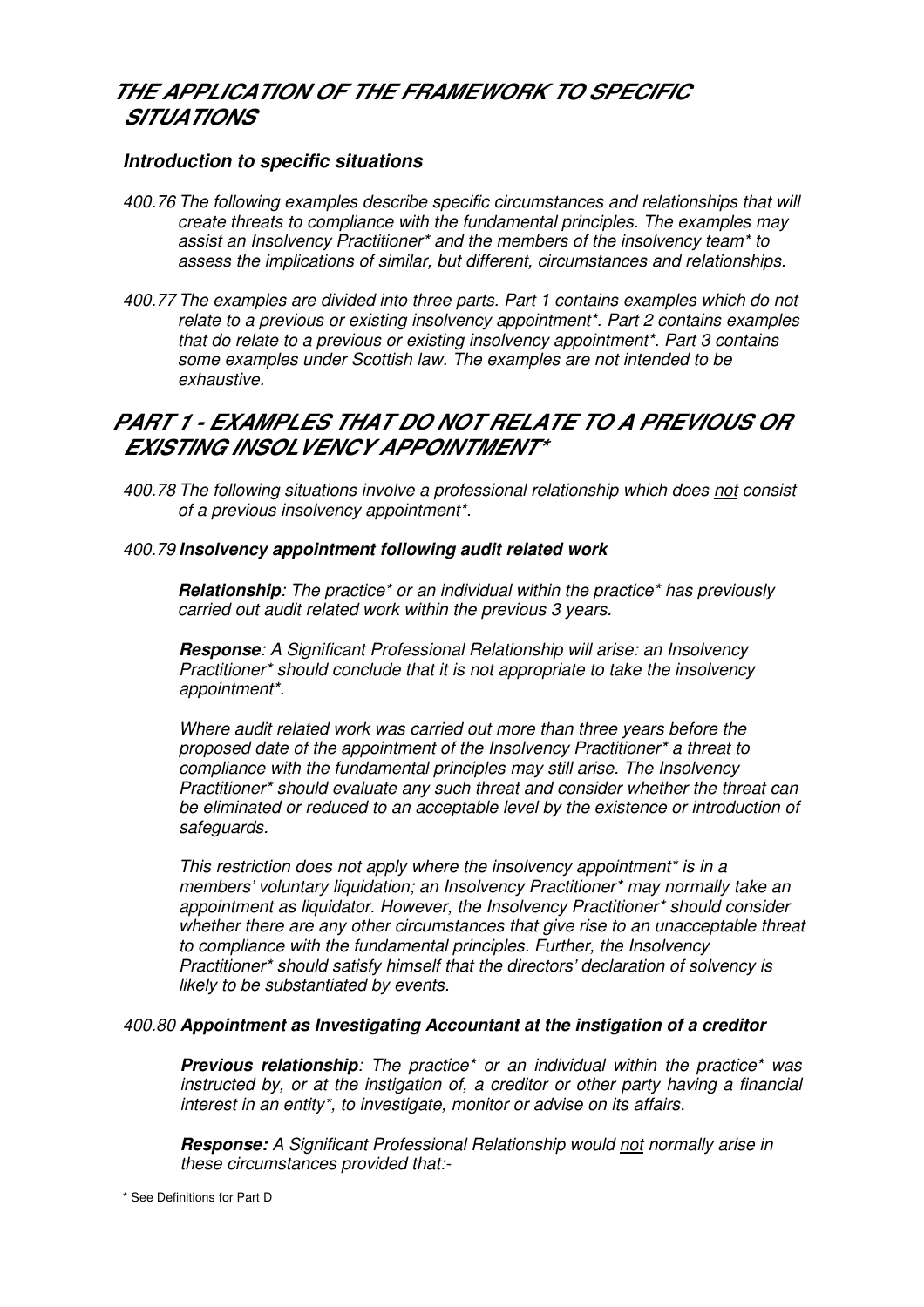# THE APPLICATION OF THE FRAMEWORK TO SPECIFIC SITUATIONS

### Introduction to specific situations

*400.76 The following examples describe specific circumstances and relationships that will create threats to compliance with the fundamental principles. The examples may assist an Insolvency Practitioner* and the members of the insolvency team* to assess the implications of similar, but different, circumstances and relationships.*

*400.77 The examples are divided into three parts. Part 1 contains examples which do not relate to a previous or existing insolvency appointment*. Part 2 contains examples that do relate to a previous or existing insolvency appointment*. Part 3 contains some examples under Scottish law. The examples are not intended to be exhaustive.*

# PART 1 - EXAMPLES THAT DO NOT RELATE TO A PREVIOUS OR EXISTING INSOLVENCY APPOINTMENT*

*400.78 The following situations involve a professional relationship which does <u>not</u> consist of a previous insolvency appointment*.*

*400.79* ***Insolvency appointment following audit related work***

> ***Relationship****: The practice* or an individual within the practice* has previously carried out audit related work within the previous 3 years.*
>
> ***Response****: A Significant Professional Relationship will arise: an Insolvency Practitioner* should conclude that it is not appropriate to take the insolvency appointment*.*
>
> *Where audit related work was carried out more than three years before the proposed date of the appointment of the Insolvency Practitioner* a threat to compliance with the fundamental principles may still arise. The Insolvency Practitioner* should evaluate any such threat and consider whether the threat can be eliminated or reduced to an acceptable level by the existence or introduction of safeguards.*
>
> *This restriction does not apply where the insolvency appointment* is in a members' voluntary liquidation; an Insolvency Practitioner* may normally take an appointment as liquidator. However, the Insolvency Practitioner* should consider whether there are any other circumstances that give rise to an unacceptable threat to compliance with the fundamental principles. Further, the Insolvency Practitioner* should satisfy himself that the directors' declaration of solvency is likely to be substantiated by events.*

*400.80* ***Appointment as Investigating Accountant at the instigation of a creditor***

> ***Previous relationship****: The practice* or an individual within the practice* was instructed by, or at the instigation of, a creditor or other party having a financial interest in an entity*, to investigate, monitor or advise on its affairs.*
>
> ***Response:*** *A Significant Professional Relationship would <u>not</u> normally arise in these circumstances provided that:-*

\* See Definitions for Part D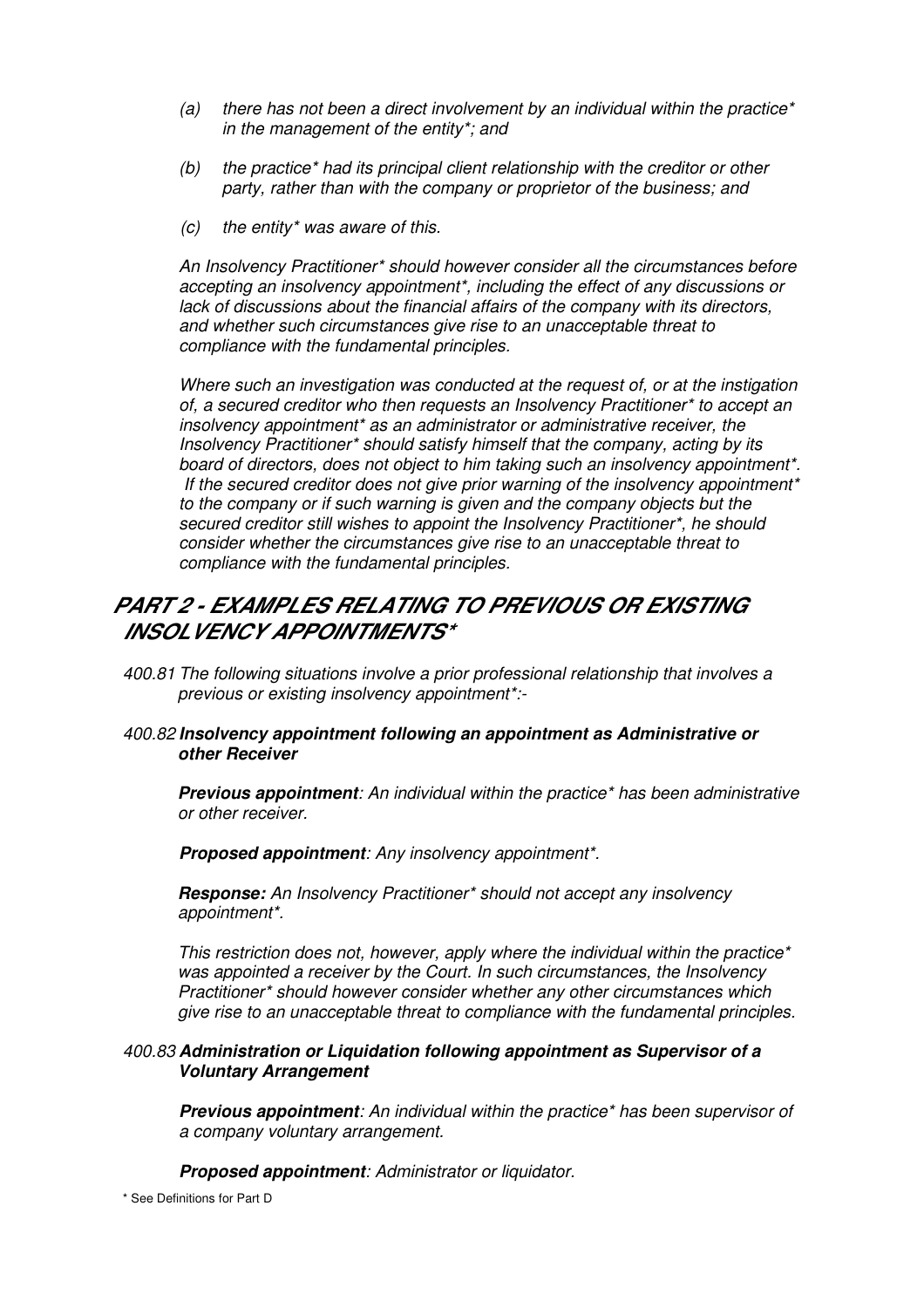*(a) there has not been a direct involvement by an individual within the practice* in the management of the entity*; and*

*(b) the practice* had its principal client relationship with the creditor or other party, rather than with the company or proprietor of the business; and*

*(c) the entity* was aware of this.*

*An Insolvency Practitioner* should however consider all the circumstances before accepting an insolvency appointment*, including the effect of any discussions or lack of discussions about the financial affairs of the company with its directors, and whether such circumstances give rise to an unacceptable threat to compliance with the fundamental principles.*

*Where such an investigation was conducted at the request of, or at the instigation of, a secured creditor who then requests an Insolvency Practitioner* to accept an insolvency appointment* as an administrator or administrative receiver, the Insolvency Practitioner* should satisfy himself that the company, acting by its board of directors, does not object to him taking such an insolvency appointment*. If the secured creditor does not give prior warning of the insolvency appointment* to the company or if such warning is given and the company objects but the secured creditor still wishes to appoint the Insolvency Practitioner*, he should consider whether the circumstances give rise to an unacceptable threat to compliance with the fundamental principles.*

## PART 2 - EXAMPLES RELATING TO PREVIOUS OR EXISTING INSOLVENCY APPOINTMENTS*

*400.81 The following situations involve a prior professional relationship that involves a previous or existing insolvency appointment*:-*

*400.82* **Insolvency appointment following an appointment as Administrative or other Receiver**

***Previous appointment**: An individual within the practice* has been administrative or other receiver.*

***Proposed appointment**: Any insolvency appointment*.*

***Response:** An Insolvency Practitioner* should not accept any insolvency appointment*.*

*This restriction does not, however, apply where the individual within the practice* was appointed a receiver by the Court. In such circumstances, the Insolvency Practitioner* should however consider whether any other circumstances which give rise to an unacceptable threat to compliance with the fundamental principles.*

*400.83* **Administration or Liquidation following appointment as Supervisor of a Voluntary Arrangement**

***Previous appointment**: An individual within the practice* has been supervisor of a company voluntary arrangement.*

***Proposed appointment**: Administrator or liquidator.*

\* See Definitions for Part D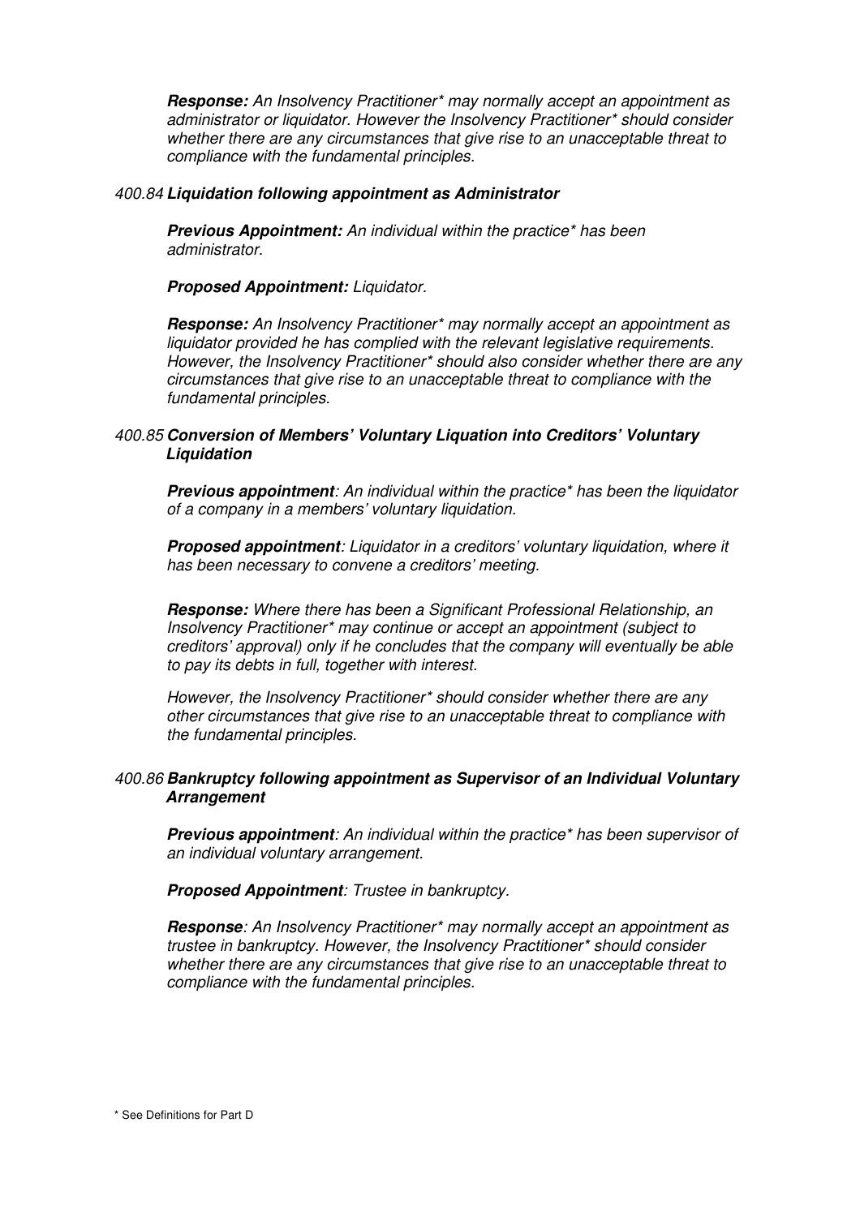***Response:*** *An Insolvency Practitioner\* may normally accept an appointment as administrator or liquidator. However the Insolvency Practitioner\* should consider whether there are any circumstances that give rise to an unacceptable threat to compliance with the fundamental principles.*

*400.84* ***Liquidation following appointment as Administrator***

***Previous Appointment:*** *An individual within the practice\* has been administrator.*

***Proposed Appointment:*** *Liquidator.*

***Response:*** *An Insolvency Practitioner\* may normally accept an appointment as liquidator provided he has complied with the relevant legislative requirements. However, the Insolvency Practitioner\* should also consider whether there are any circumstances that give rise to an unacceptable threat to compliance with the fundamental principles.*

*400.85* ***Conversion of Members' Voluntary Liquation into Creditors' Voluntary Liquidation***

***Previous appointment****: An individual within the practice\* has been the liquidator of a company in a members' voluntary liquidation.*

***Proposed appointment****: Liquidator in a creditors' voluntary liquidation, where it has been necessary to convene a creditors' meeting.*

***Response:*** *Where there has been a Significant Professional Relationship, an Insolvency Practitioner\* may continue or accept an appointment (subject to creditors' approval) only if he concludes that the company will eventually be able to pay its debts in full, together with interest.*

*However, the Insolvency Practitioner\* should consider whether there are any other circumstances that give rise to an unacceptable threat to compliance with the fundamental principles.*

*400.86* ***Bankruptcy following appointment as Supervisor of an Individual Voluntary Arrangement***

***Previous appointment****: An individual within the practice\* has been supervisor of an individual voluntary arrangement.*

***Proposed Appointment****: Trustee in bankruptcy.*

***Response****: An Insolvency Practitioner\* may normally accept an appointment as trustee in bankruptcy. However, the Insolvency Practitioner\* should consider whether there are any circumstances that give rise to an unacceptable threat to compliance with the fundamental principles.*

\* See Definitions for Part D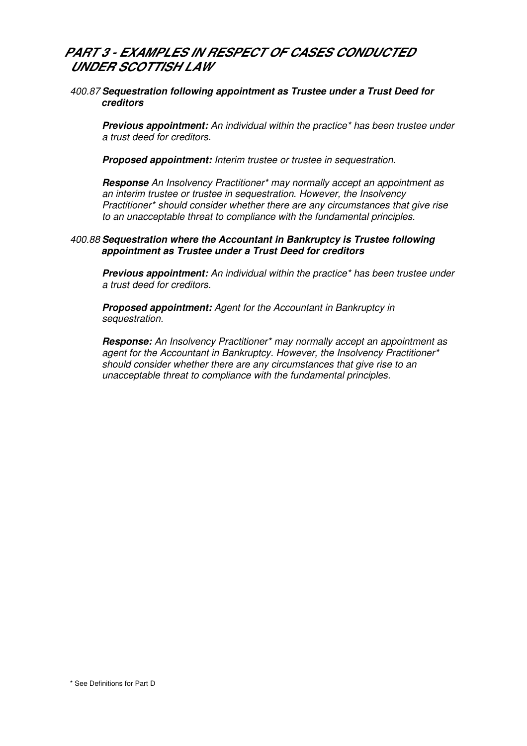# *PART 3 - EXAMPLES IN RESPECT OF CASES CONDUCTED UNDER SCOTTISH LAW*

*400.87* ***Sequestration following appointment as Trustee under a Trust Deed for creditors***

***Previous appointment:*** *An individual within the practice\* has been trustee under a trust deed for creditors.*

***Proposed appointment:*** *Interim trustee or trustee in sequestration.*

***Response*** *An Insolvency Practitioner\* may normally accept an appointment as an interim trustee or trustee in sequestration. However, the Insolvency Practitioner\* should consider whether there are any circumstances that give rise to an unacceptable threat to compliance with the fundamental principles.*

*400.88* ***Sequestration where the Accountant in Bankruptcy is Trustee following appointment as Trustee under a Trust Deed for creditors***

***Previous appointment:*** *An individual within the practice\* has been trustee under a trust deed for creditors.*

***Proposed appointment:*** *Agent for the Accountant in Bankruptcy in sequestration.*

***Response:*** *An Insolvency Practitioner\* may normally accept an appointment as agent for the Accountant in Bankruptcy. However, the Insolvency Practitioner\* should consider whether there are any circumstances that give rise to an unacceptable threat to compliance with the fundamental principles.*

\* See Definitions for Part D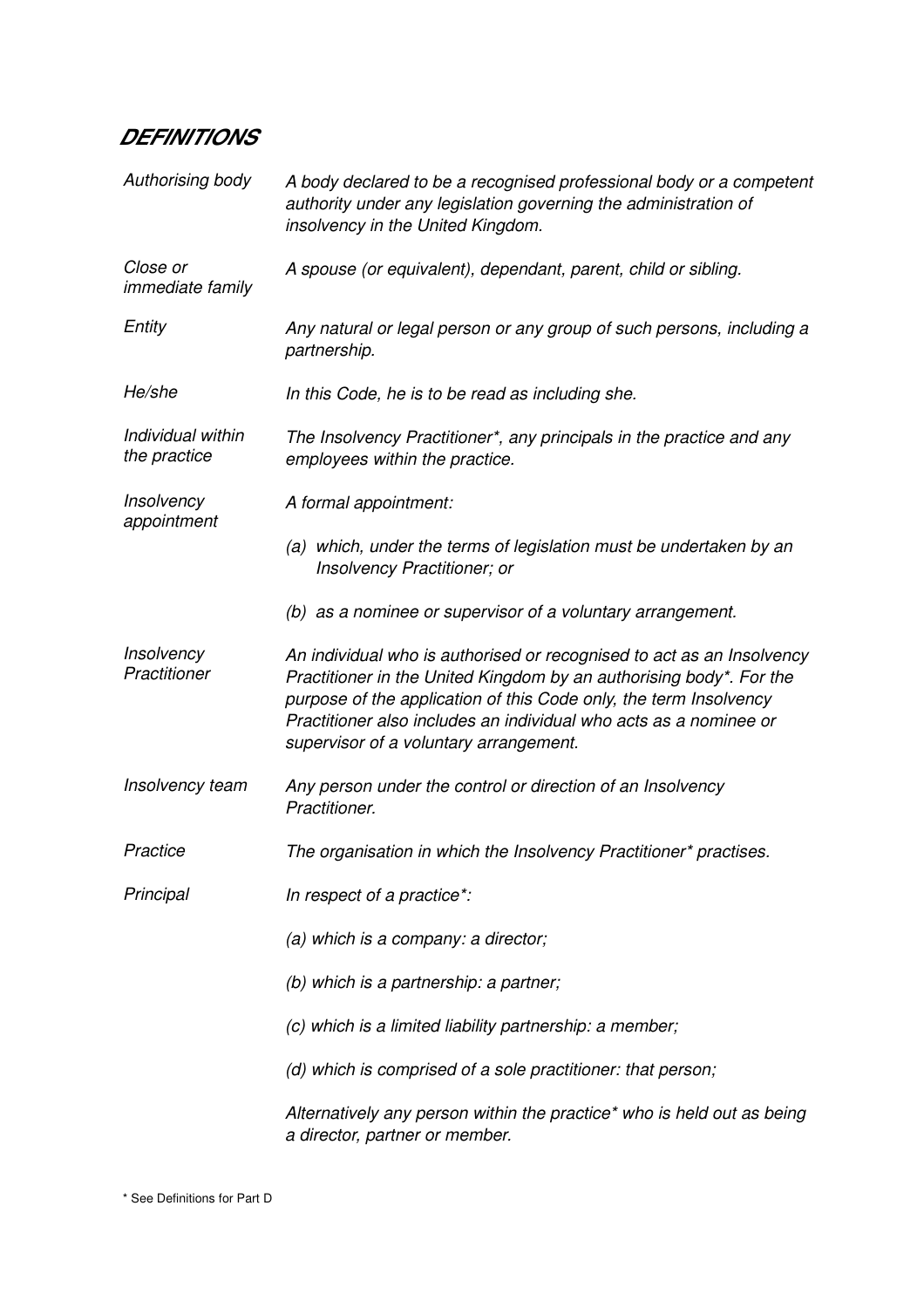## *DEFINITIONS*

| | |
|---|---|
| *Authorising body* | *A body declared to be a recognised professional body or a competent authority under any legislation governing the administration of insolvency in the United Kingdom.* |
| *Close or immediate family* | *A spouse (or equivalent), dependant, parent, child or sibling.* |
| *Entity* | *Any natural or legal person or any group of such persons, including a partnership.* |
| *He/she* | *In this Code, he is to be read as including she.* |
| *Individual within the practice* | *The Insolvency Practitioner*, any principals in the practice and any employees within the practice.* |
| *Insolvency appointment* | *A formal appointment:*<br>*(a) which, under the terms of legislation must be undertaken by an Insolvency Practitioner; or*<br>*(b) as a nominee or supervisor of a voluntary arrangement.* |
| *Insolvency Practitioner* | *An individual who is authorised or recognised to act as an Insolvency Practitioner in the United Kingdom by an authorising body*. For the purpose of the application of this Code only, the term Insolvency Practitioner also includes an individual who acts as a nominee or supervisor of a voluntary arrangement.* |
| *Insolvency team* | *Any person under the control or direction of an Insolvency Practitioner.* |
| *Practice* | *The organisation in which the Insolvency Practitioner* practises.* |
| *Principal* | *In respect of a practice*:*<br>*(a) which is a company: a director;*<br>*(b) which is a partnership: a partner;*<br>*(c) which is a limited liability partnership: a member;*<br>*(d) which is comprised of a sole practitioner: that person;*<br>*Alternatively any person within the practice* who is held out as being a director, partner or member.* |

\* See Definitions for Part D